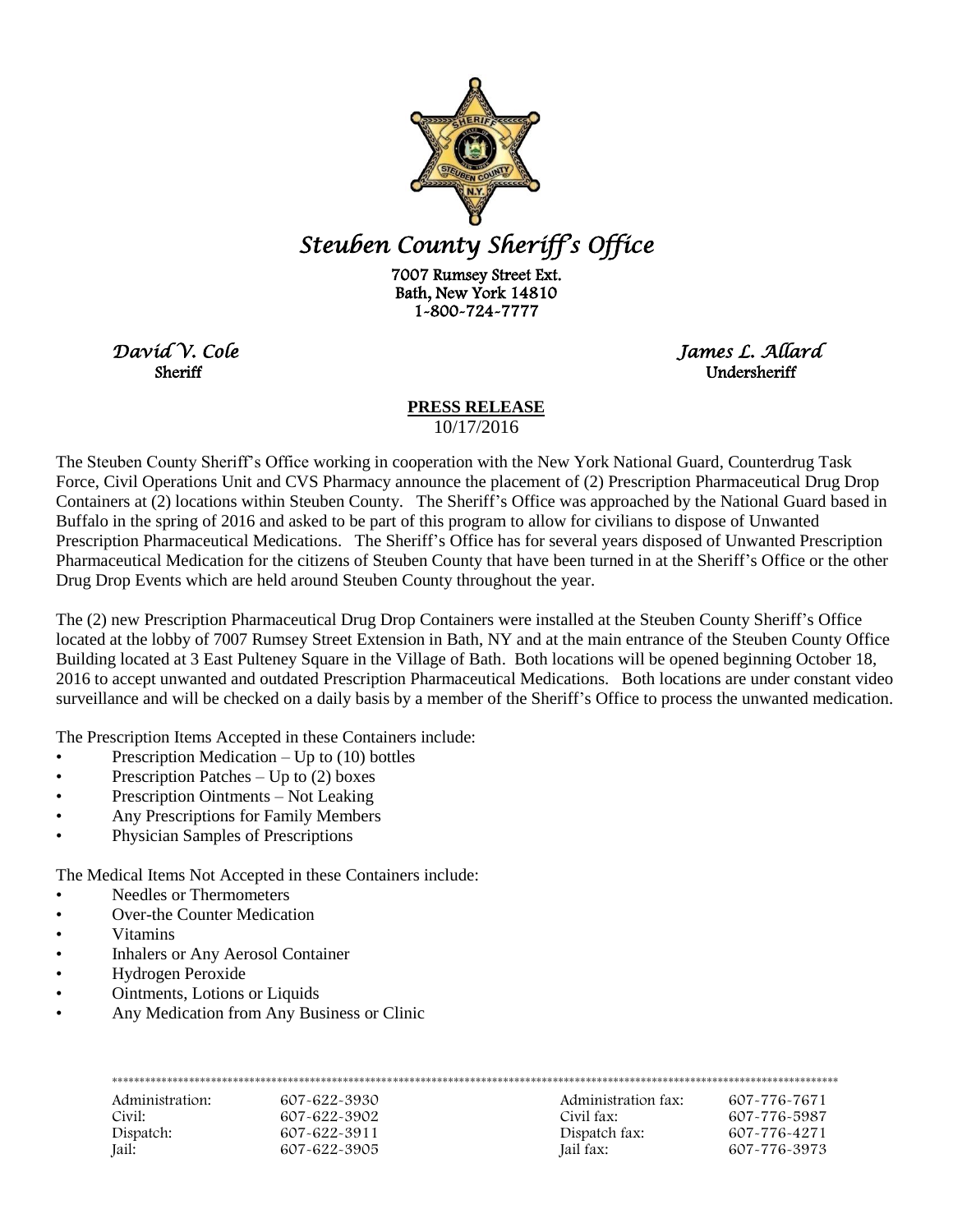# *Steuben County Sheriff's Office*

7007 Rumsey Street Ext.
Bath, New York 14810
1-800-724-7777

*David V. Cole*
Sheriff

*James L. Allard*
Undersheriff

**PRESS RELEASE**
10/17/2016

The Steuben County Sheriff's Office working in cooperation with the New York National Guard, Counterdrug Task Force, Civil Operations Unit and CVS Pharmacy announce the placement of (2) Prescription Pharmaceutical Drug Drop Containers at (2) locations within Steuben County. The Sheriff's Office was approached by the National Guard based in Buffalo in the spring of 2016 and asked to be part of this program to allow for civilians to dispose of Unwanted Prescription Pharmaceutical Medications. The Sheriff's Office has for several years disposed of Unwanted Prescription Pharmaceutical Medication for the citizens of Steuben County that have been turned in at the Sheriff's Office or the other Drug Drop Events which are held around Steuben County throughout the year.

The (2) new Prescription Pharmaceutical Drug Drop Containers were installed at the Steuben County Sheriff's Office located at the lobby of 7007 Rumsey Street Extension in Bath, NY and at the main entrance of the Steuben County Office Building located at 3 East Pulteney Square in the Village of Bath. Both locations will be opened beginning October 18, 2016 to accept unwanted and outdated Prescription Pharmaceutical Medications. Both locations are under constant video surveillance and will be checked on a daily basis by a member of the Sheriff's Office to process the unwanted medication.

The Prescription Items Accepted in these Containers include:

- Prescription Medication – Up to (10) bottles
- Prescription Patches – Up to (2) boxes
- Prescription Ointments – Not Leaking
- Any Prescriptions for Family Members
- Physician Samples of Prescriptions

The Medical Items Not Accepted in these Containers include:

- Needles or Thermometers
- Over-the Counter Medication
- Vitamins
- Inhalers or Any Aerosol Container
- Hydrogen Peroxide
- Ointments, Lotions or Liquids
- Any Medication from Any Business or Clinic

| | | | |
|---|---|---|---|
| Administration: | 607-622-3930 | Administration fax: | 607-776-7671 |
| Civil: | 607-622-3902 | Civil fax: | 607-776-5987 |
| Dispatch: | 607-622-3911 | Dispatch fax: | 607-776-4271 |
| Jail: | 607-622-3905 | Jail fax: | 607-776-3973 |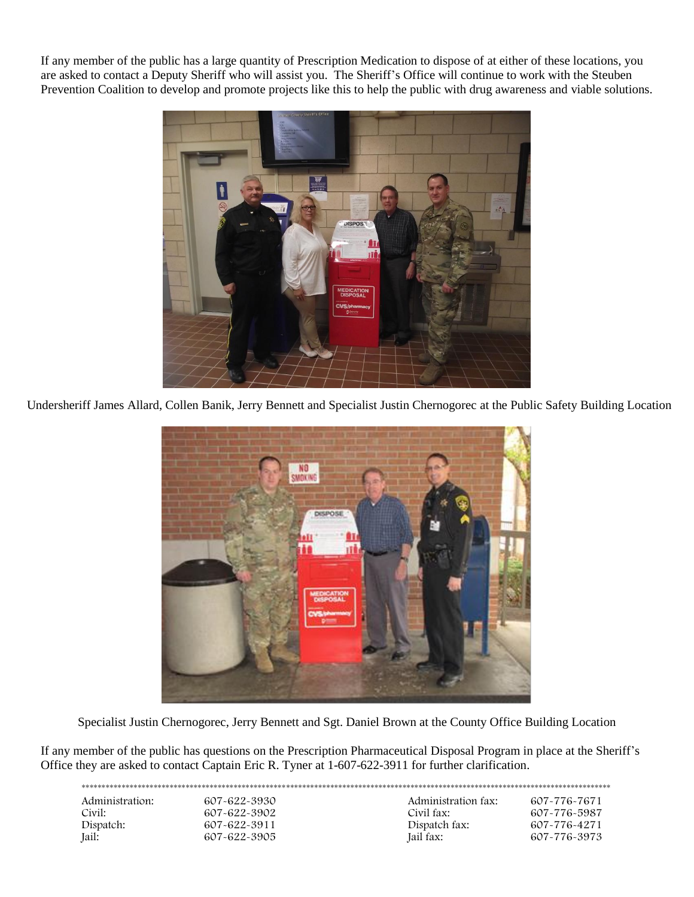If any member of the public has a large quantity of Prescription Medication to dispose of at either of these locations, you are asked to contact a Deputy Sheriff who will assist you. The Sheriff's Office will continue to work with the Steuben Prevention Coalition to develop and promote projects like this to help the public with drug awareness and viable solutions.

Undersheriff James Allard, Collen Banik, Jerry Bennett and Specialist Justin Chernogorec at the Public Safety Building Location

Specialist Justin Chernogorec, Jerry Bennett and Sgt. Daniel Brown at the County Office Building Location

If any member of the public has questions on the Prescription Pharmaceutical Disposal Program in place at the Sheriff's Office they are asked to contact Captain Eric R. Tyner at 1-607-622-3911 for further clarification.

*************************************************************************************************************************************

| | | | |
|---|---|---|---|
| Administration: | 607-622-3930 | Administration fax: | 607-776-7671 |
| Civil: | 607-622-3902 | Civil fax: | 607-776-5987 |
| Dispatch: | 607-622-3911 | Dispatch fax: | 607-776-4271 |
| Jail: | 607-622-3905 | Jail fax: | 607-776-3973 |